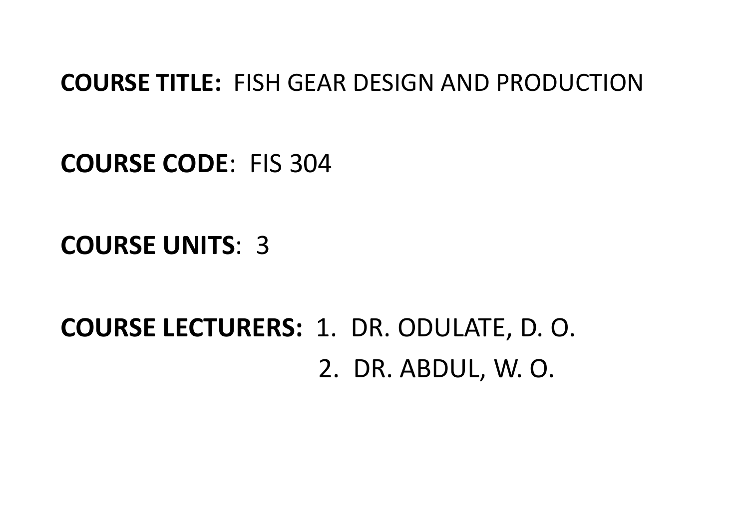**COURSE TITLE:** FISH GEAR DESIGN AND PRODUCTION

**COURSE CODE**: FIS 304

**COURSE UNITS**: 3

**COURSE LECTURERS:** 1. DR. ODULATE, D. O.
2. DR. ABDUL, W. O.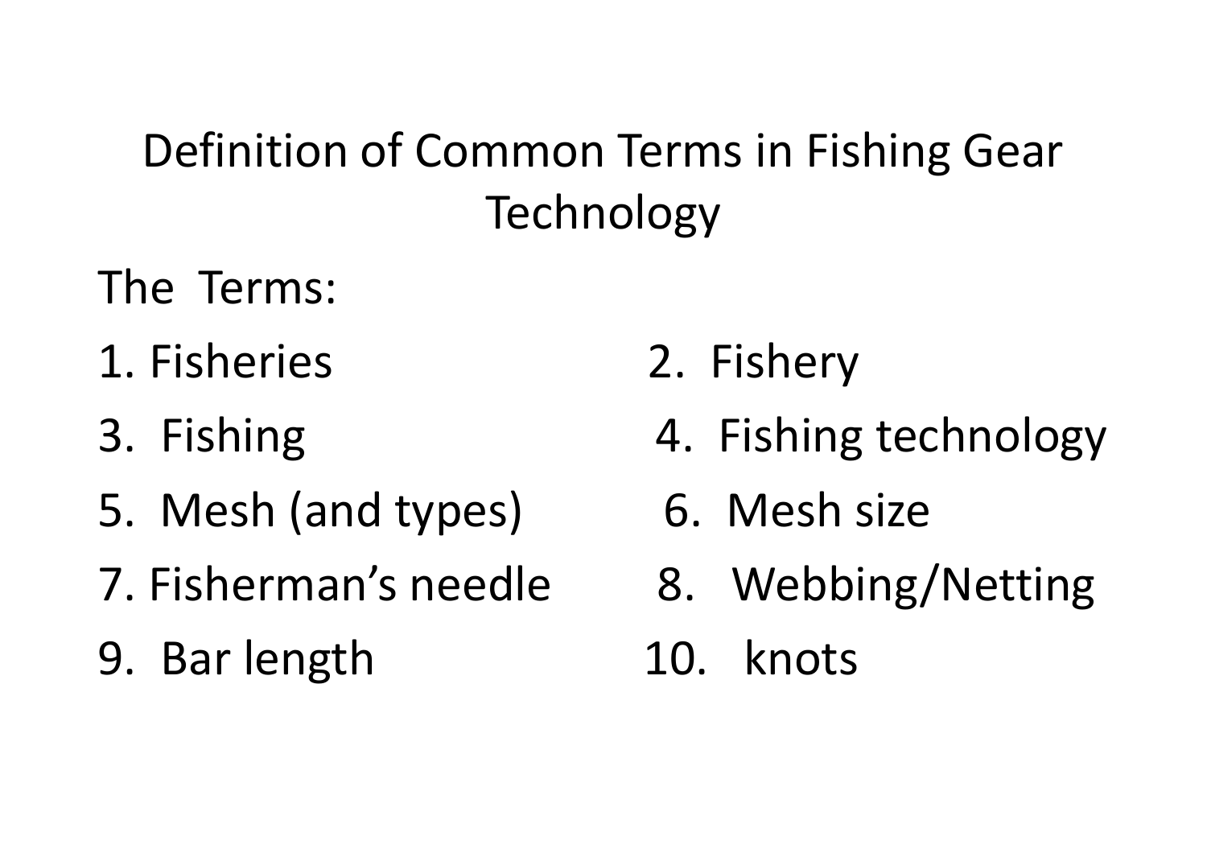# Definition of Common Terms in Fishing Gear Technology

The Terms:

1. Fisheries
2. Fishery
3. Fishing
4. Fishing technology
5. Mesh (and types)
6. Mesh size
7. Fisherman's needle
8. Webbing/Netting
9. Bar length
10. knots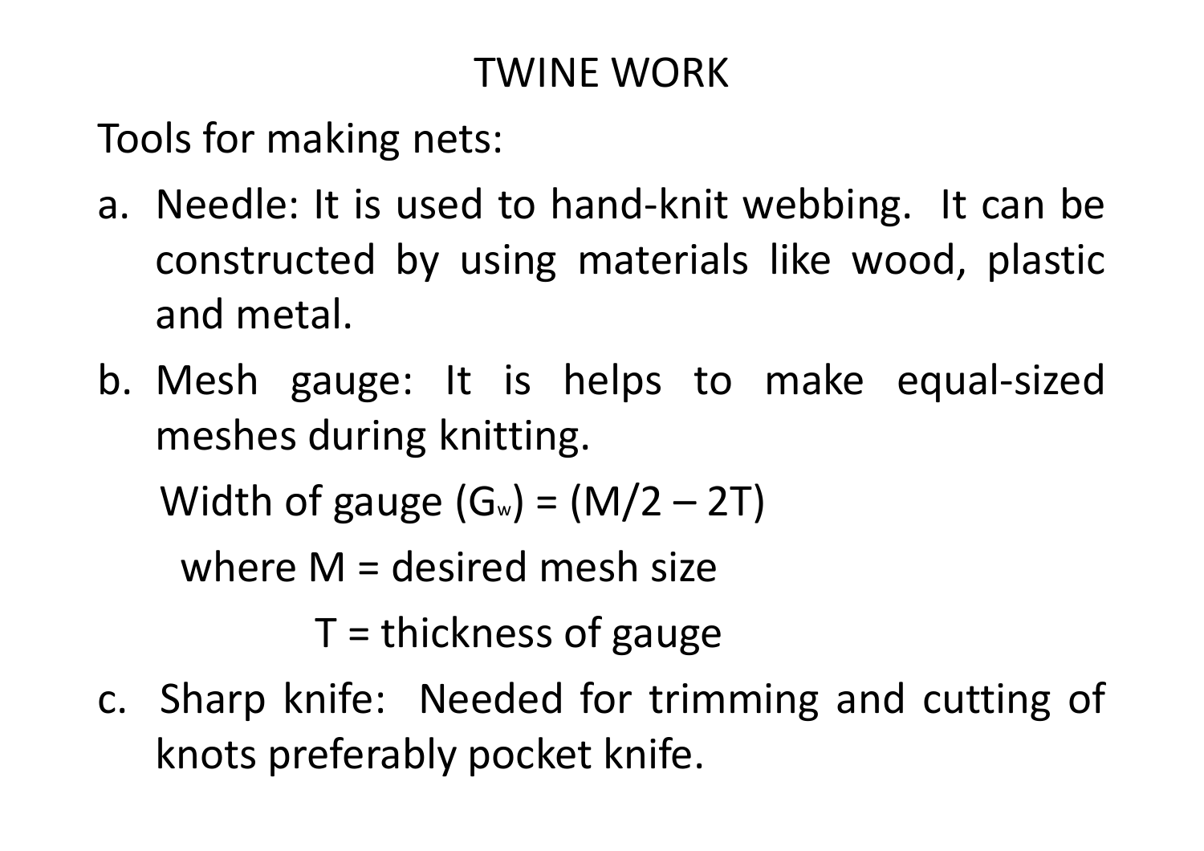# TWINE WORK

Tools for making nets:

a. Needle: It is used to hand-knit webbing. It can be constructed by using materials like wood, plastic and metal.

b. Mesh gauge: It is helps to make equal-sized meshes during knitting.

   Width of gauge ($G_w$) = $(M/2 – 2T)$

   where M = desired mesh size

   T = thickness of gauge

c. Sharp knife: Needed for trimming and cutting of knots preferably pocket knife.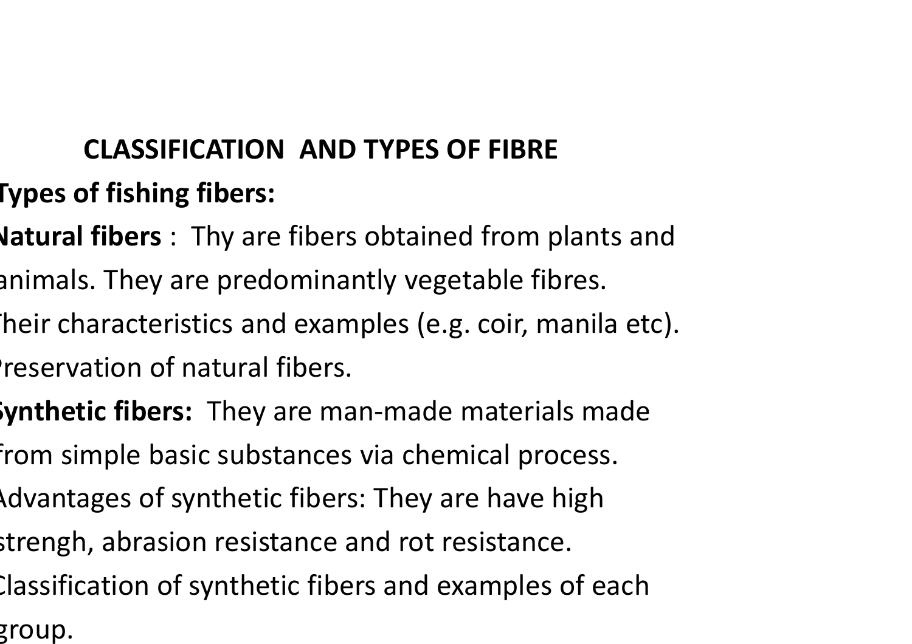# CLASSIFICATION AND TYPES OF FIBRE

**Types of fishing fibers:**

**Natural fibers** : Thy are fibers obtained from plants and animals. They are predominantly vegetable fibres.

Their characteristics and examples (e.g. coir, manila etc).

Preservation of natural fibers.

**Synthetic fibers:** They are man-made materials made from simple basic substances via chemical process.

Advantages of synthetic fibers: They are have high strengh, abrasion resistance and rot resistance.

Classification of synthetic fibers and examples of each group.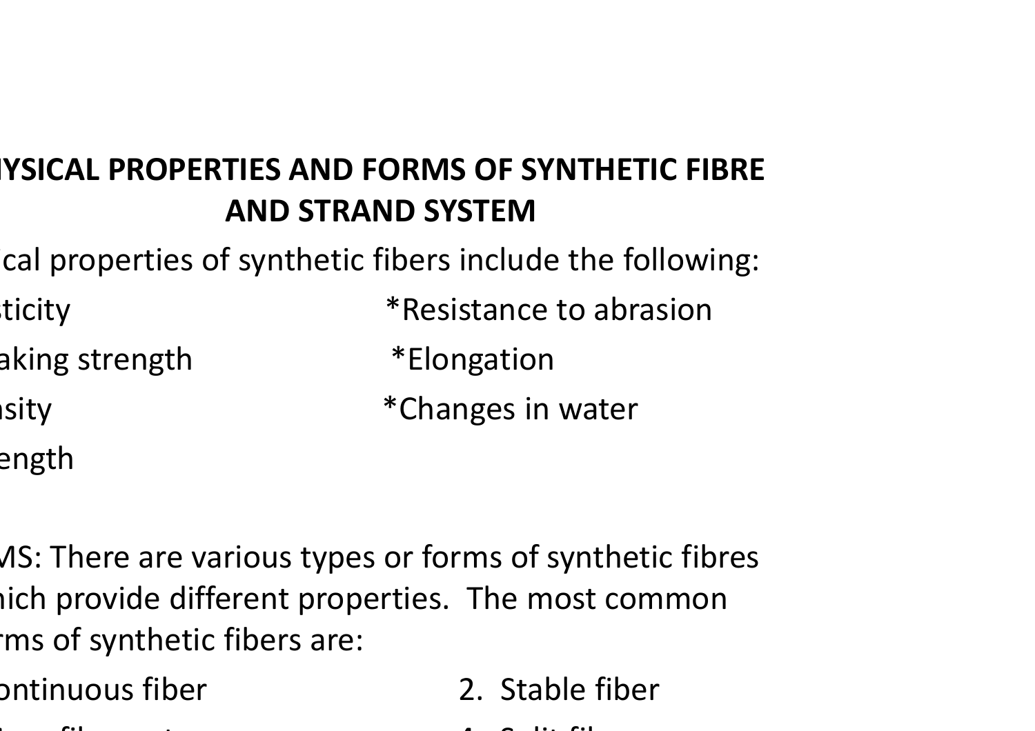## YSICAL PROPERTIES AND FORMS OF SYNTHETIC FIBRE AND STRAND SYSTEM

ical properties of synthetic fibers include the following:

ticity *Resistance to abrasion

aking strength *Elongation

sity *Changes in water

ength

MS: There are various types or forms of synthetic fibres hich provide different properties. The most common rms of synthetic fibers are:

ontinuous fiber 2. Stable fiber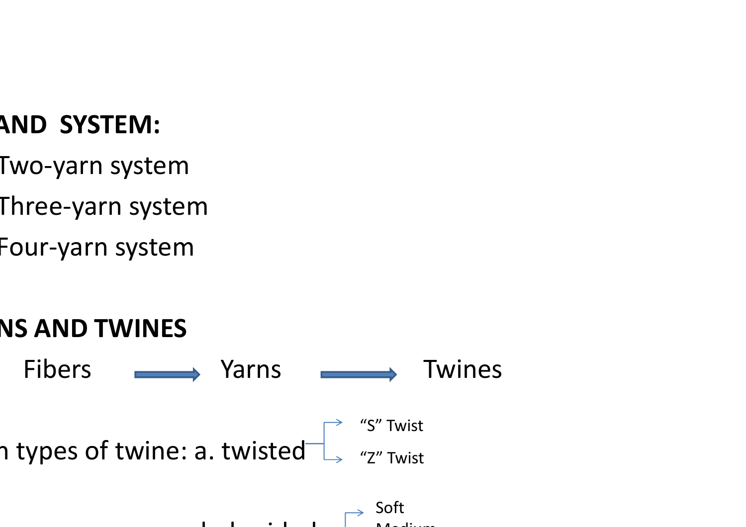**AND SYSTEM:**

Two-yarn system

Three-yarn system

Four-yarn system

**NS AND TWINES**

Fibers → Yarns → Twines

n types of twine: a. twisted
- “S” Twist
- “Z” Twist

- Soft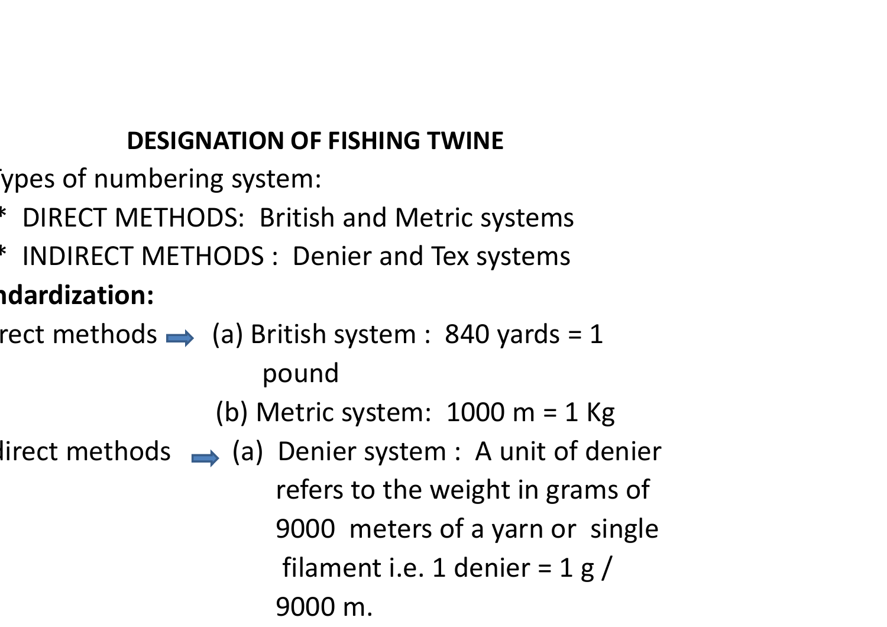## DESIGNATION OF FISHING TWINE

ypes of numbering system:

* DIRECT METHODS: British and Metric systems
* INDIRECT METHODS : Denier and Tex systems

**ndardization:**

rect methods ➡ (a) British system : 840 yards = 1 pound

(b) Metric system: 1000 m = 1 Kg

direct methods ➡ (a) Denier system : A unit of denier refers to the weight in grams of 9000 meters of a yarn or single filament i.e. 1 denier = 1 g / 9000 m.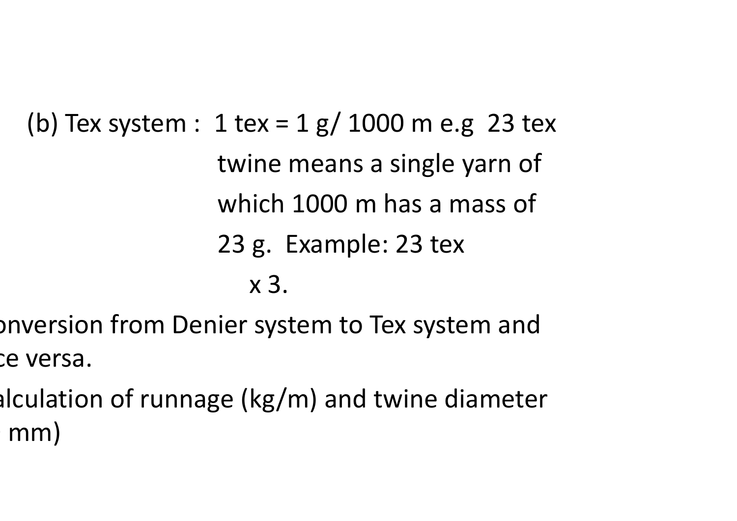(b) Tex system : 1 tex = 1 g/ 1000 m e.g 23 tex twine means a single yarn of which 1000 m has a mass of 23 g. Example: 23 tex x 3.

onversion from Denier system to Tex system and ce versa.

alculation of runnage (kg/m) and twine diameter mm)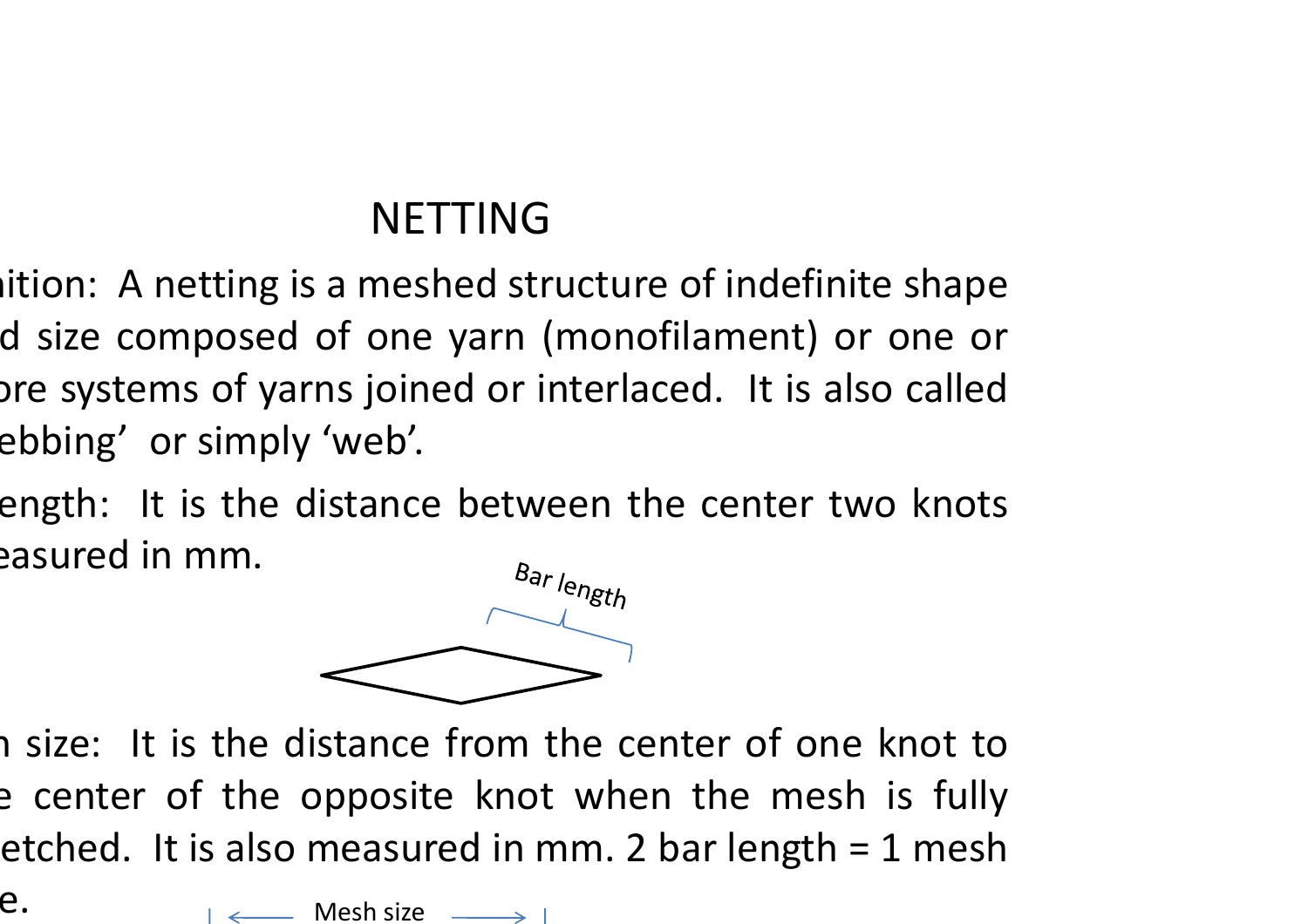# NETTING

nition: A netting is a meshed structure of indefinite shape d size composed of one yarn (monofilament) or one or ore systems of yarns joined or interlaced. It is also called ebbing' or simply 'web'.

ength: It is the distance between the center two knots easured in mm.

Bar length

n size: It is the distance from the center of one knot to e center of the opposite knot when the mesh is fully etched. It is also measured in mm. 2 bar length = 1 mesh e.

Mesh size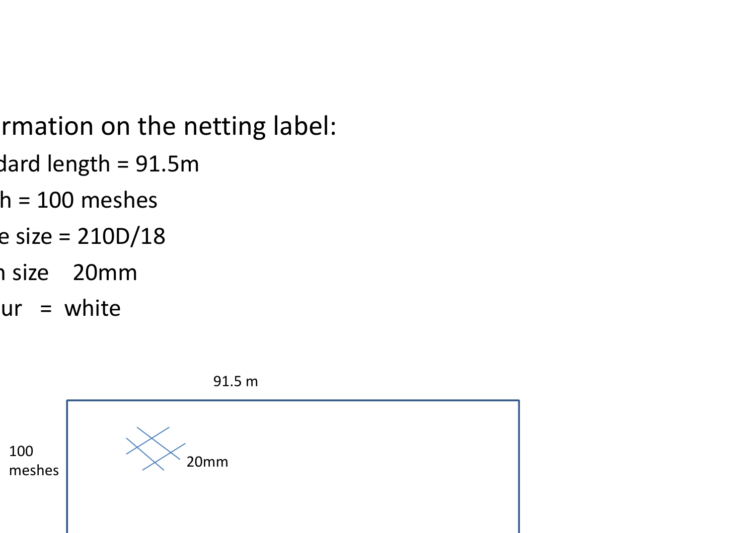rmation on the netting label:

- dard length = 91.5m
- h = 100 meshes
- e size = 210D/18
- n size 20mm
- ur = white

91.5 m

100 meshes

20mm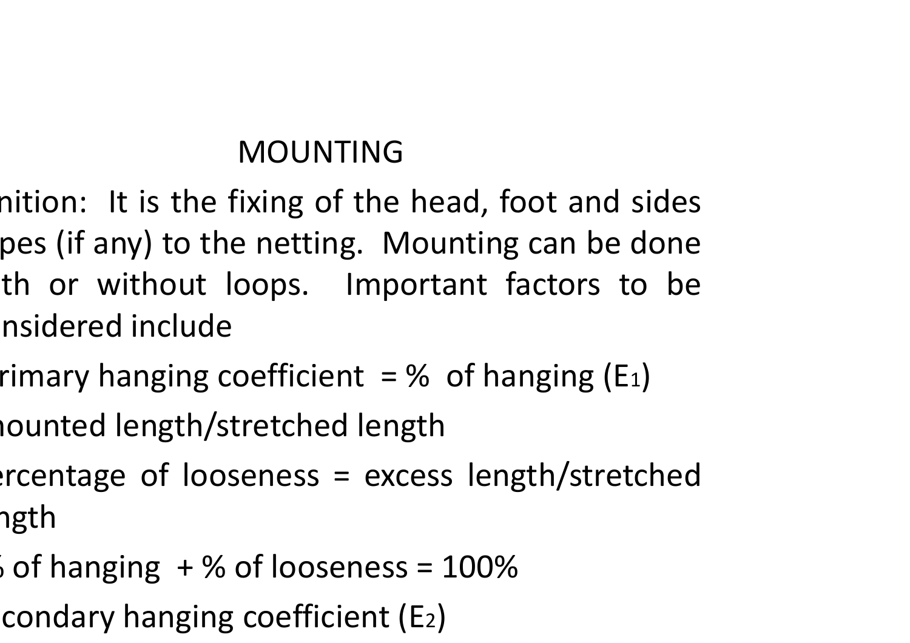# MOUNTING

nition: It is the fixing of the head, foot and sides pes (if any) to the netting. Mounting can be done th or without loops. Important factors to be nsidered include

rimary hanging coefficient = % of hanging ($E_1$)

nounted length/stretched length

ercentage of looseness = excess length/stretched ngth

% of hanging + % of looseness = 100%

condary hanging coefficient ($E_2$)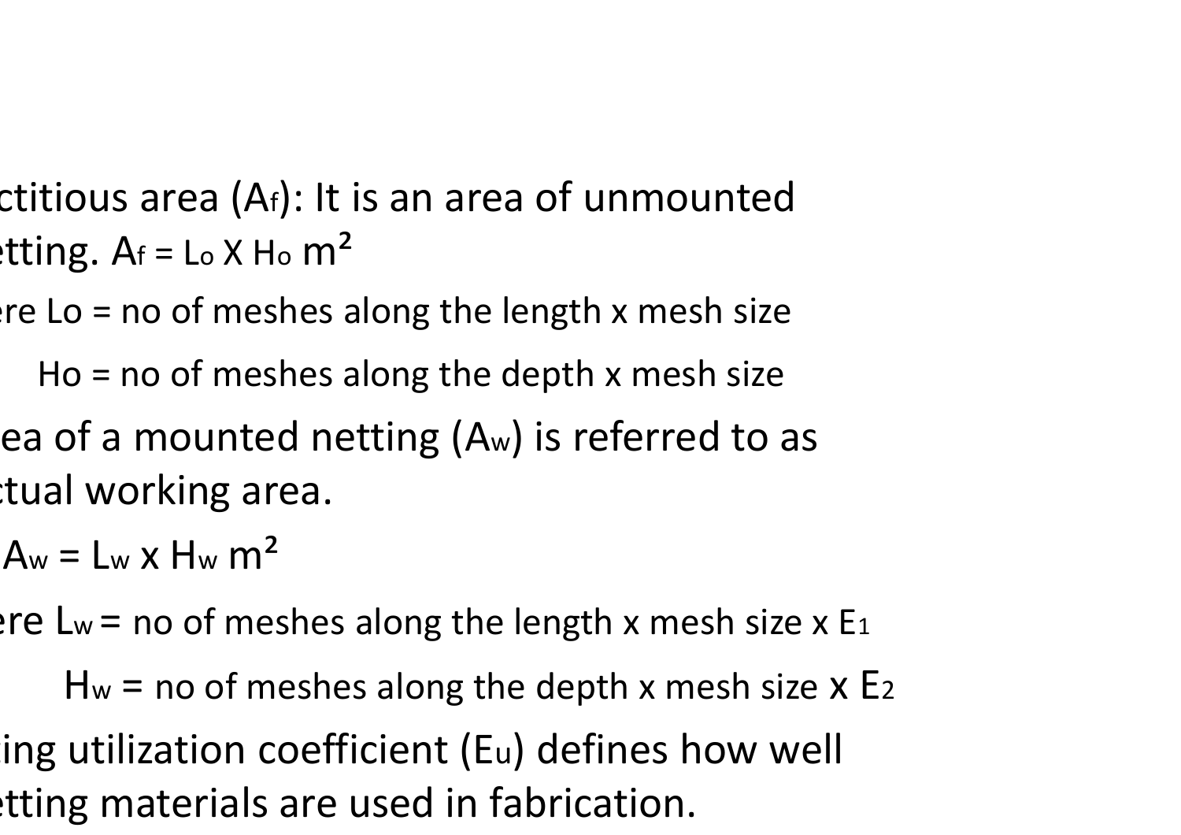ctitious area ($A_f$): It is an area of unmounted etting. $A_f = L_o \times H_o$ m²

ere Lo = no of meshes along the length x mesh size

Ho = no of meshes along the depth x mesh size

ea of a mounted netting ($A_w$) is referred to as ctual working area.

$A_w = L_w \times H_w$ m²

ere $L_w$ = no of meshes along the length x mesh size x $E_1$

$H_w$ = no of meshes along the depth x mesh size x $E_2$

ing utilization coefficient ($E_u$) defines how well etting materials are used in fabrication.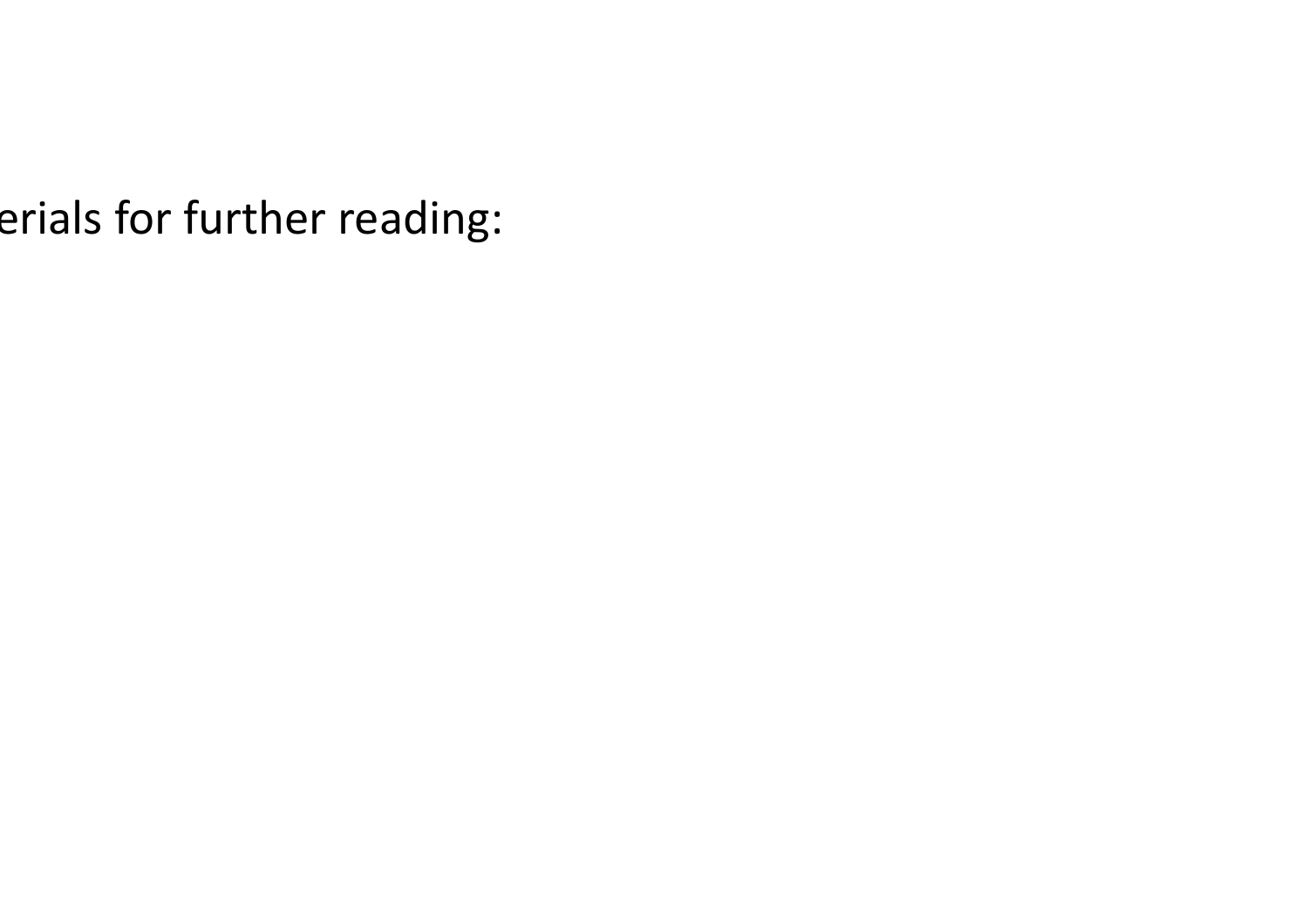erials for further reading: